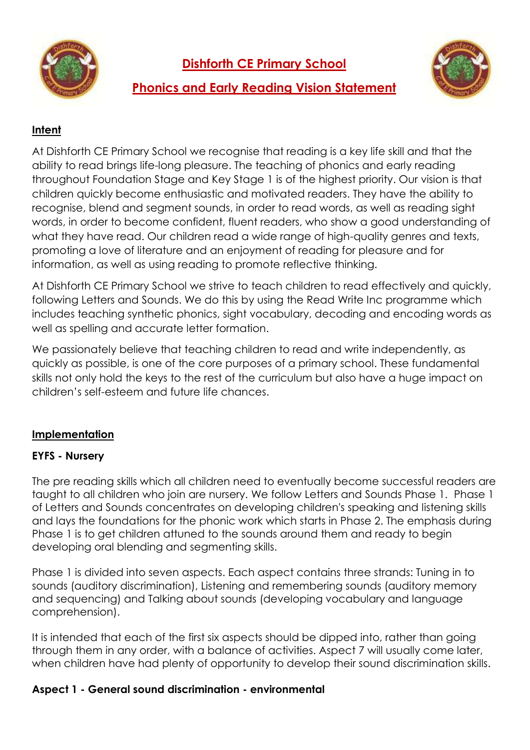# Dishforth CE Primary School

## Phonics and Early Reading Vision Statement

### Intent

At Dishforth CE Primary School we recognise that reading is a key life skill and that the ability to read brings life-long pleasure. The teaching of phonics and early reading throughout Foundation Stage and Key Stage 1 is of the highest priority. Our vision is that children quickly become enthusiastic and motivated readers. They have the ability to recognise, blend and segment sounds, in order to read words, as well as reading sight words, in order to become confident, fluent readers, who show a good understanding of what they have read. Our children read a wide range of high-quality genres and texts, promoting a love of literature and an enjoyment of reading for pleasure and for information, as well as using reading to promote reflective thinking.

At Dishforth CE Primary School we strive to teach children to read effectively and quickly, following Letters and Sounds. We do this by using the Read Write Inc programme which includes teaching synthetic phonics, sight vocabulary, decoding and encoding words as well as spelling and accurate letter formation.

We passionately believe that teaching children to read and write independently, as quickly as possible, is one of the core purposes of a primary school. These fundamental skills not only hold the keys to the rest of the curriculum but also have a huge impact on children's self-esteem and future life chances.

### Implementation

**EYFS - Nursery**

The pre reading skills which all children need to eventually become successful readers are taught to all children who join are nursery. We follow Letters and Sounds Phase 1. Phase 1 of Letters and Sounds concentrates on developing children's speaking and listening skills and lays the foundations for the phonic work which starts in Phase 2. The emphasis during Phase 1 is to get children attuned to the sounds around them and ready to begin developing oral blending and segmenting skills.

Phase 1 is divided into seven aspects. Each aspect contains three strands: Tuning in to sounds (auditory discrimination), Listening and remembering sounds (auditory memory and sequencing) and Talking about sounds (developing vocabulary and language comprehension).

It is intended that each of the first six aspects should be dipped into, rather than going through them in any order, with a balance of activities. Aspect 7 will usually come later, when children have had plenty of opportunity to develop their sound discrimination skills.

**Aspect 1 - General sound discrimination - environmental**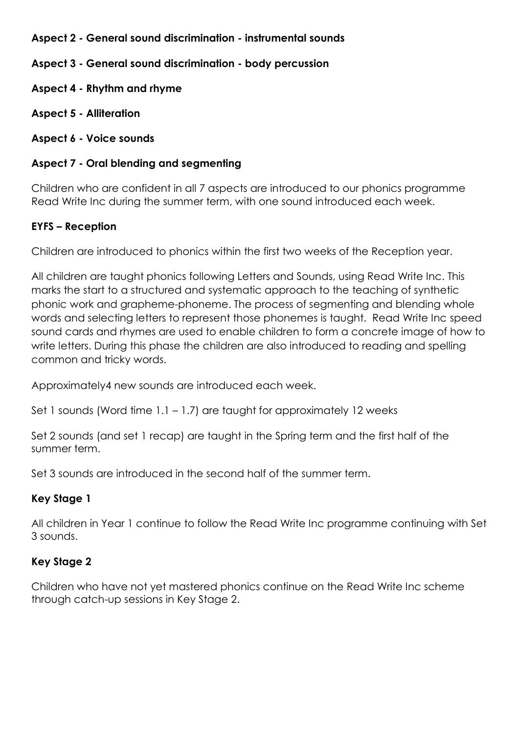**Aspect 2 - General sound discrimination - instrumental sounds**

**Aspect 3 - General sound discrimination - body percussion**

**Aspect 4 - Rhythm and rhyme**

**Aspect 5 - Alliteration**

**Aspect 6 - Voice sounds**

**Aspect 7 - Oral blending and segmenting**

Children who are confident in all 7 aspects are introduced to our phonics programme Read Write Inc during the summer term, with one sound introduced each week.

### EYFS – Reception

Children are introduced to phonics within the first two weeks of the Reception year.

All children are taught phonics following Letters and Sounds, using Read Write Inc. This marks the start to a structured and systematic approach to the teaching of synthetic phonic work and grapheme-phoneme. The process of segmenting and blending whole words and selecting letters to represent those phonemes is taught. Read Write Inc speed sound cards and rhymes are used to enable children to form a concrete image of how to write letters. During this phase the children are also introduced to reading and spelling common and tricky words.

Approximately4 new sounds are introduced each week.

Set 1 sounds (Word time 1.1 – 1.7) are taught for approximately 12 weeks

Set 2 sounds (and set 1 recap) are taught in the Spring term and the first half of the summer term.

Set 3 sounds are introduced in the second half of the summer term.

### Key Stage 1

All children in Year 1 continue to follow the Read Write Inc programme continuing with Set 3 sounds.

### Key Stage 2

Children who have not yet mastered phonics continue on the Read Write Inc scheme through catch-up sessions in Key Stage 2.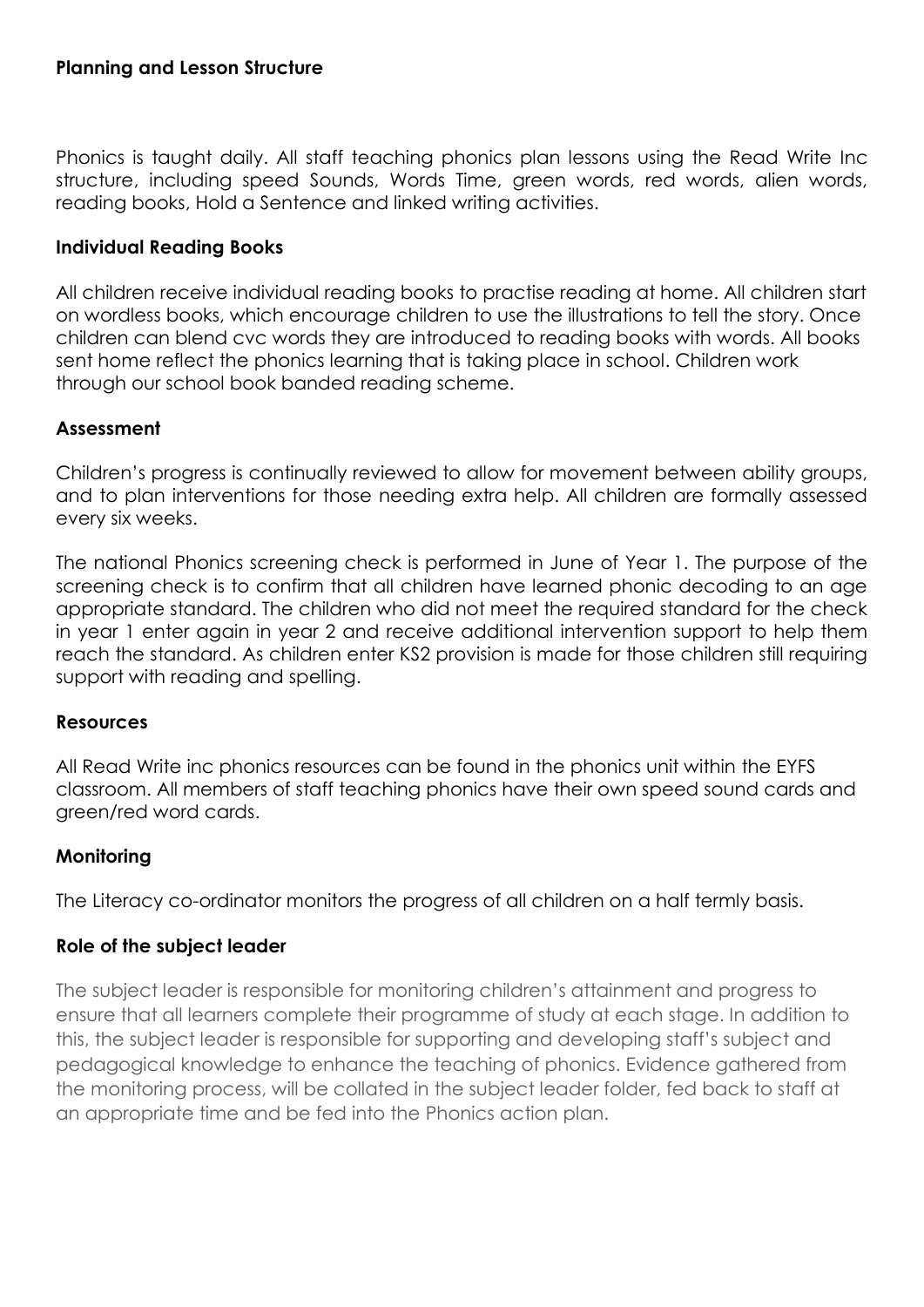## Planning and Lesson Structure

Phonics is taught daily. All staff teaching phonics plan lessons using the Read Write Inc structure, including speed Sounds, Words Time, green words, red words, alien words, reading books, Hold a Sentence and linked writing activities.

## Individual Reading Books

All children receive individual reading books to practise reading at home. All children start on wordless books, which encourage children to use the illustrations to tell the story. Once children can blend cvc words they are introduced to reading books with words. All books sent home reflect the phonics learning that is taking place in school. Children work through our school book banded reading scheme.

## Assessment

Children's progress is continually reviewed to allow for movement between ability groups, and to plan interventions for those needing extra help. All children are formally assessed every six weeks.

The national Phonics screening check is performed in June of Year 1. The purpose of the screening check is to confirm that all children have learned phonic decoding to an age appropriate standard. The children who did not meet the required standard for the check in year 1 enter again in year 2 and receive additional intervention support to help them reach the standard. As children enter KS2 provision is made for those children still requiring support with reading and spelling.

## Resources

All Read Write inc phonics resources can be found in the phonics unit within the EYFS classroom. All members of staff teaching phonics have their own speed sound cards and green/red word cards.

## Monitoring

The Literacy co-ordinator monitors the progress of all children on a half termly basis.

## Role of the subject leader

The subject leader is responsible for monitoring children's attainment and progress to ensure that all learners complete their programme of study at each stage. In addition to this, the subject leader is responsible for supporting and developing staff's subject and pedagogical knowledge to enhance the teaching of phonics. Evidence gathered from the monitoring process, will be collated in the subject leader folder, fed back to staff at an appropriate time and be fed into the Phonics action plan.